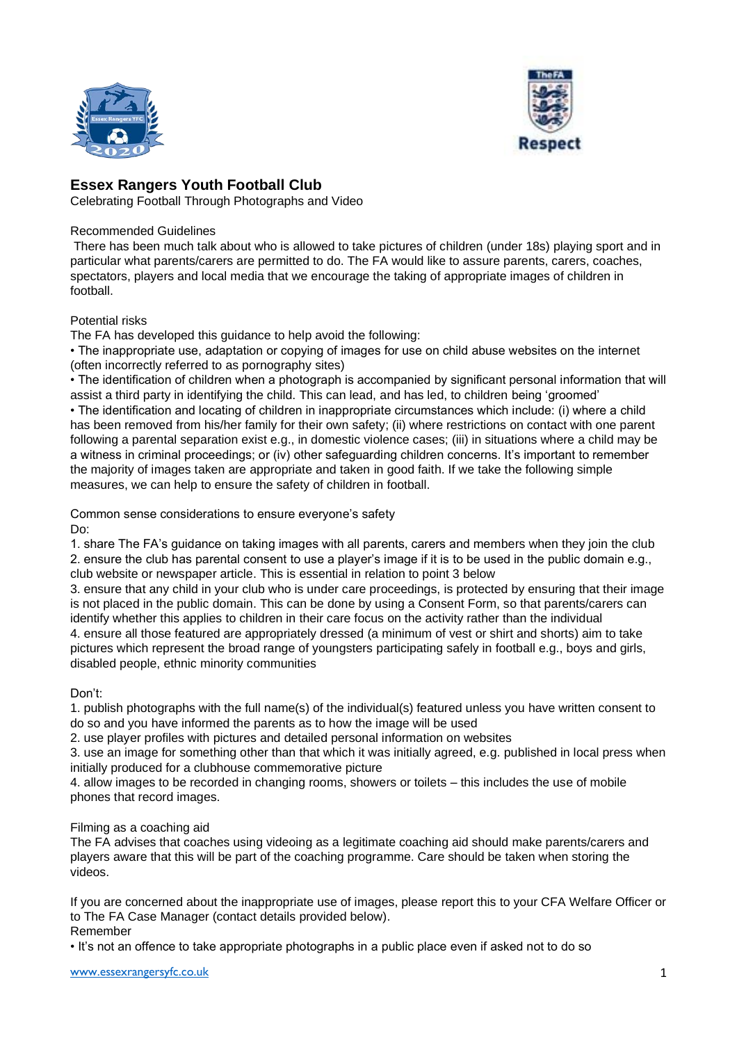## Essex Rangers Youth Football Club

Celebrating Football Through Photographs and Video

Recommended Guidelines

There has been much talk about who is allowed to take pictures of children (under 18s) playing sport and in particular what parents/carers are permitted to do. The FA would like to assure parents, carers, coaches, spectators, players and local media that we encourage the taking of appropriate images of children in football.

Potential risks

The FA has developed this guidance to help avoid the following:

- The inappropriate use, adaptation or copying of images for use on child abuse websites on the internet (often incorrectly referred to as pornography sites)
- The identification of children when a photograph is accompanied by significant personal information that will assist a third party in identifying the child. This can lead, and has led, to children being 'groomed'
- The identification and locating of children in inappropriate circumstances which include: (i) where a child has been removed from his/her family for their own safety; (ii) where restrictions on contact with one parent following a parental separation exist e.g., in domestic violence cases; (iii) in situations where a child may be a witness in criminal proceedings; or (iv) other safeguarding children concerns. It's important to remember the majority of images taken are appropriate and taken in good faith. If we take the following simple measures, we can help to ensure the safety of children in football.

Common sense considerations to ensure everyone's safety

Do:

1. share The FA's guidance on taking images with all parents, carers and members when they join the club
2. ensure the club has parental consent to use a player's image if it is to be used in the public domain e.g., club website or newspaper article. This is essential in relation to point 3 below
3. ensure that any child in your club who is under care proceedings, is protected by ensuring that their image is not placed in the public domain. This can be done by using a Consent Form, so that parents/carers can identify whether this applies to children in their care focus on the activity rather than the individual
4. ensure all those featured are appropriately dressed (a minimum of vest or shirt and shorts) aim to take pictures which represent the broad range of youngsters participating safely in football e.g., boys and girls, disabled people, ethnic minority communities

Don't:

1. publish photographs with the full name(s) of the individual(s) featured unless you have written consent to do so and you have informed the parents as to how the image will be used
2. use player profiles with pictures and detailed personal information on websites
3. use an image for something other than that which it was initially agreed, e.g. published in local press when initially produced for a clubhouse commemorative picture
4. allow images to be recorded in changing rooms, showers or toilets – this includes the use of mobile phones that record images.

Filming as a coaching aid

The FA advises that coaches using videoing as a legitimate coaching aid should make parents/carers and players aware that this will be part of the coaching programme. Care should be taken when storing the videos.

If you are concerned about the inappropriate use of images, please report this to your CFA Welfare Officer or to The FA Case Manager (contact details provided below).

Remember

- It's not an offence to take appropriate photographs in a public place even if asked not to do so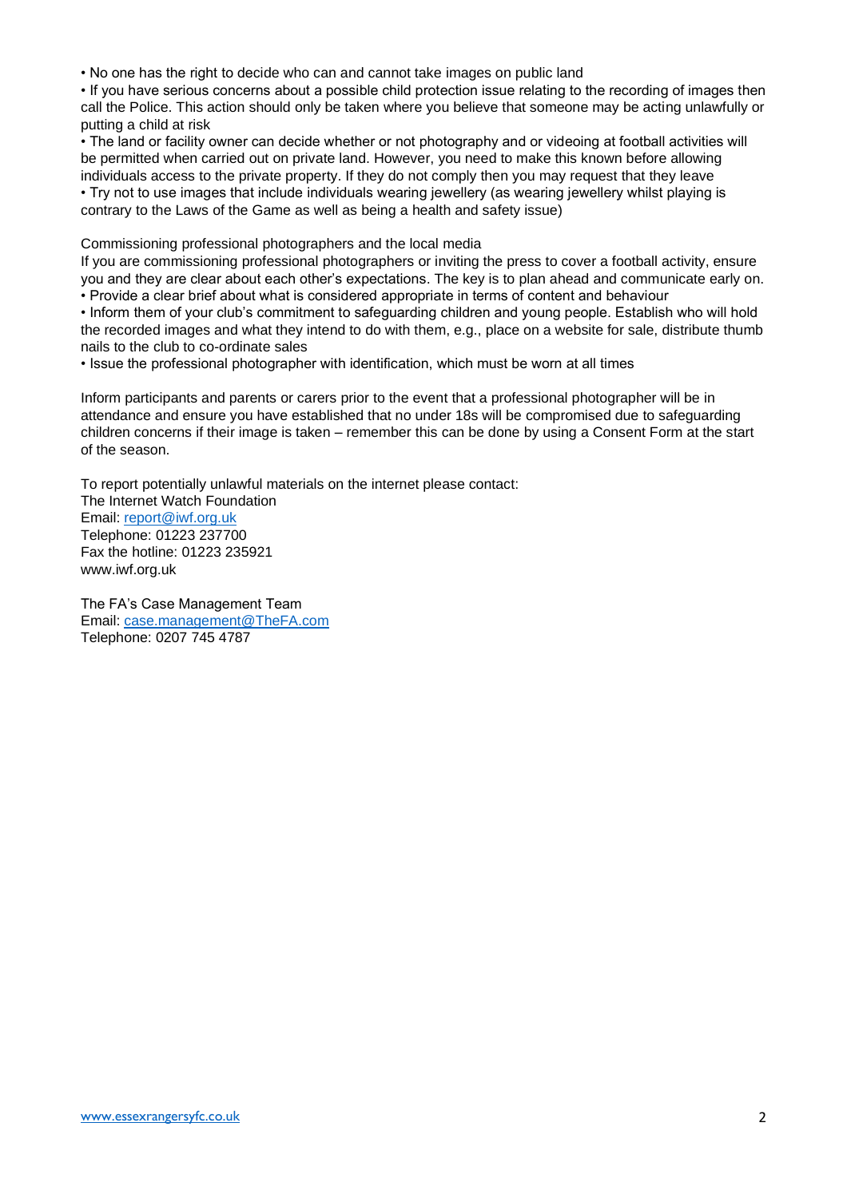- No one has the right to decide who can and cannot take images on public land
- If you have serious concerns about a possible child protection issue relating to the recording of images then call the Police. This action should only be taken where you believe that someone may be acting unlawfully or putting a child at risk
- The land or facility owner can decide whether or not photography and or videoing at football activities will be permitted when carried out on private land. However, you need to make this known before allowing individuals access to the private property. If they do not comply then you may request that they leave
- Try not to use images that include individuals wearing jewellery (as wearing jewellery whilst playing is contrary to the Laws of the Game as well as being a health and safety issue)

Commissioning professional photographers and the local media

If you are commissioning professional photographers or inviting the press to cover a football activity, ensure you and they are clear about each other's expectations. The key is to plan ahead and communicate early on.

- Provide a clear brief about what is considered appropriate in terms of content and behaviour
- Inform them of your club's commitment to safeguarding children and young people. Establish who will hold the recorded images and what they intend to do with them, e.g., place on a website for sale, distribute thumb nails to the club to co-ordinate sales
- Issue the professional photographer with identification, which must be worn at all times

Inform participants and parents or carers prior to the event that a professional photographer will be in attendance and ensure you have established that no under 18s will be compromised due to safeguarding children concerns if their image is taken – remember this can be done by using a Consent Form at the start of the season.

To report potentially unlawful materials on the internet please contact:
The Internet Watch Foundation
Email: report@iwf.org.uk
Telephone: 01223 237700
Fax the hotline: 01223 235921
www.iwf.org.uk

The FA's Case Management Team
Email: case.management@TheFA.com
Telephone: 0207 745 4787